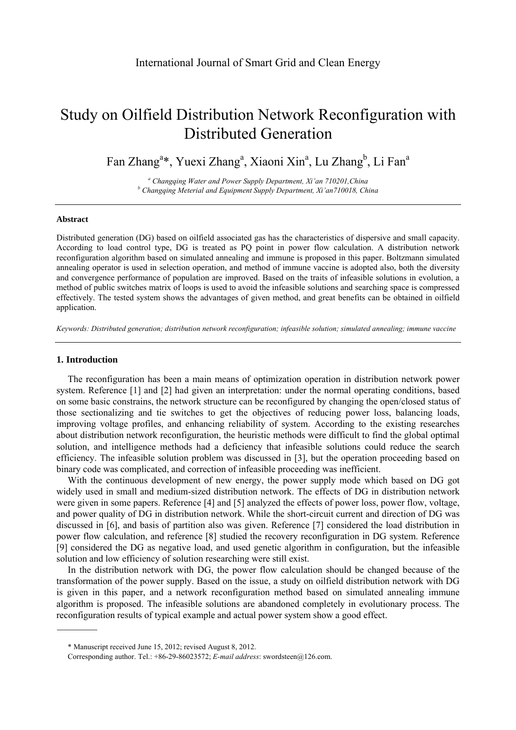# Study on Oilfield Distribution Network Reconfiguration with Distributed Generation

Fan Zhang[a]*, Yuexi Zhang[a], Xiaoni Xin[a], Lu Zhang[b], Li Fan[a]

[a] *Changqing Water and Power Supply Department, Xi'an 710201,China*
[b] *Changqing Meterial and Equipment Supply Department, Xi'an710018, China*

---

**Abstract**

Distributed generation (DG) based on oilfield associated gas has the characteristics of dispersive and small capacity. According to load control type, DG is treated as PQ point in power flow calculation. A distribution network reconfiguration algorithm based on simulated annealing and immune is proposed in this paper. Boltzmann simulated annealing operator is used in selection operation, and method of immune vaccine is adopted also, both the diversity and convergence performance of population are improved. Based on the traits of infeasible solutions in evolution, a method of public switches matrix of loops is used to avoid the infeasible solutions and searching space is compressed effectively. The tested system shows the advantages of given method, and great benefits can be obtained in oilfield application.

*Keywords: Distributed generation; distribution network reconfiguration; infeasible solution; simulated annealing; immune vaccine*

---

## 1. Introduction

The reconfiguration has been a main means of optimization operation in distribution network power system. Reference [1] and [2] had given an interpretation: under the normal operating conditions, based on some basic constrains, the network structure can be reconfigured by changing the open/closed status of those sectionalizing and tie switches to get the objectives of reducing power loss, balancing loads, improving voltage profiles, and enhancing reliability of system. According to the existing researches about distribution network reconfiguration, the heuristic methods were difficult to find the global optimal solution, and intelligence methods had a deficiency that infeasible solutions could reduce the search efficiency. The infeasible solution problem was discussed in [3], but the operation proceeding based on binary code was complicated, and correction of infeasible proceeding was inefficient.

With the continuous development of new energy, the power supply mode which based on DG got widely used in small and medium-sized distribution network. The effects of DG in distribution network were given in some papers. Reference [4] and [5] analyzed the effects of power loss, power flow, voltage, and power quality of DG in distribution network. While the short-circuit current and direction of DG was discussed in [6], and basis of partition also was given. Reference [7] considered the load distribution in power flow calculation, and reference [8] studied the recovery reconfiguration in DG system. Reference [9] considered the DG as negative load, and used genetic algorithm in configuration, but the infeasible solution and low efficiency of solution researching were still exist.

In the distribution network with DG, the power flow calculation should be changed because of the transformation of the power supply. Based on the issue, a study on oilfield distribution network with DG is given in this paper, and a network reconfiguration method based on simulated annealing immune algorithm is proposed. The infeasible solutions are abandoned completely in evolutionary process. The reconfiguration results of typical example and actual power system show a good effect.

---

\* Manuscript received June 15, 2012; revised August 8, 2012.

Corresponding author. Tel.: +86-29-86023572; *E-mail address*: swordsteen@126.com.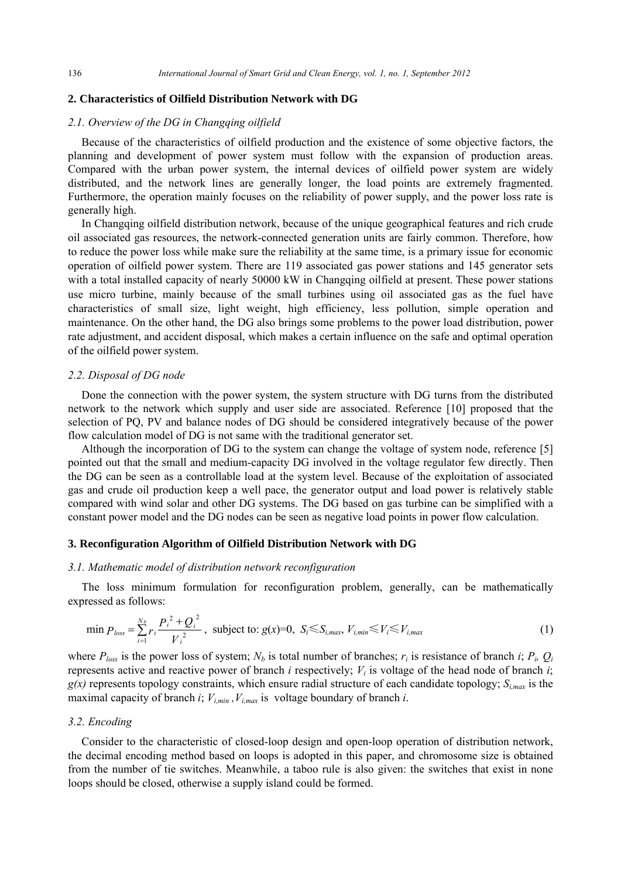## 2. Characteristics of Oilfield Distribution Network with DG

### *2.1. Overview of the DG in Changqing oilfield*

Because of the characteristics of oilfield production and the existence of some objective factors, the planning and development of power system must follow with the expansion of production areas. Compared with the urban power system, the internal devices of oilfield power system are widely distributed, and the network lines are generally longer, the load points are extremely fragmented. Furthermore, the operation mainly focuses on the reliability of power supply, and the power loss rate is generally high.

In Changqing oilfield distribution network, because of the unique geographical features and rich crude oil associated gas resources, the network-connected generation units are fairly common. Therefore, how to reduce the power loss while make sure the reliability at the same time, is a primary issue for economic operation of oilfield power system. There are 119 associated gas power stations and 145 generator sets with a total installed capacity of nearly 50000 kW in Changqing oilfield at present. These power stations use micro turbine, mainly because of the small turbines using oil associated gas as the fuel have characteristics of small size, light weight, high efficiency, less pollution, simple operation and maintenance. On the other hand, the DG also brings some problems to the power load distribution, power rate adjustment, and accident disposal, which makes a certain influence on the safe and optimal operation of the oilfield power system.

### *2.2. Disposal of DG node*

Done the connection with the power system, the system structure with DG turns from the distributed network to the network which supply and user side are associated. Reference [10] proposed that the selection of PQ, PV and balance nodes of DG should be considered integratively because of the power flow calculation model of DG is not same with the traditional generator set.

Although the incorporation of DG to the system can change the voltage of system node, reference [5] pointed out that the small and medium-capacity DG involved in the voltage regulator few directly. Then the DG can be seen as a controllable load at the system level. Because of the exploitation of associated gas and crude oil production keep a well pace, the generator output and load power is relatively stable compared with wind solar and other DG systems. The DG based on gas turbine can be simplified with a constant power model and the DG nodes can be seen as negative load points in power flow calculation.

## 3. Reconfiguration Algorithm of Oilfield Distribution Network with DG

### *3.1. Mathematic model of distribution network reconfiguration*

The loss minimum formulation for reconfiguration problem, generally, can be mathematically expressed as follows:

$$\min P_{loss} = \sum_{i=1}^{N_b} r_i \frac{P_i^2 + Q_i^2}{V_i^2}, \text{ subject to: } g(x)=0,\ S_i \leqslant S_{i,max},\ V_{i,min} \leqslant V_i \leqslant V_{i,max} \tag{1}$$

where $P_{loss}$ is the power loss of system; $N_b$ is total number of branches; $r_i$ is resistance of branch $i$; $P_i$, $Q_i$ represents active and reactive power of branch $i$ respectively; $V_i$ is voltage of the head node of branch $i$; $g(x)$ represents topology constraints, which ensure radial structure of each candidate topology; $S_{i,max}$ is the maximal capacity of branch $i$; $V_{i,min}$ ,$V_{i,max}$ is voltage boundary of branch $i$.

### *3.2. Encoding*

Consider to the characteristic of closed-loop design and open-loop operation of distribution network, the decimal encoding method based on loops is adopted in this paper, and chromosome size is obtained from the number of tie switches. Meanwhile, a taboo rule is also given: the switches that exist in none loops should be closed, otherwise a supply island could be formed.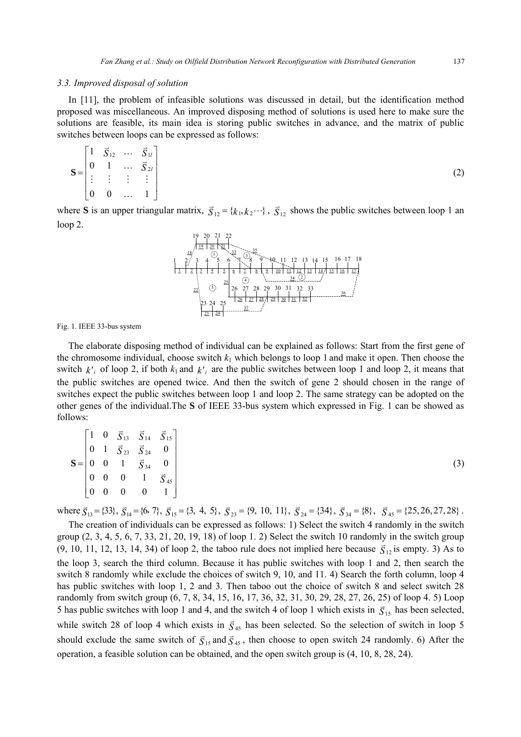### 3.3. Improved disposal of solution

In [11], the problem of infeasible solutions was discussed in detail, but the identification method proposed was miscellaneous. An improved disposing method of solutions is used here to make sure the solutions are feasible, its main idea is storing public switches in advance, and the matrix of public switches between loops can be expressed as follows:

$$\mathbf{S}=\begin{bmatrix}1 & \vec{S}_{12} & \cdots & \vec{S}_{1l}\\ 0 & 1 & \ldots & \vec{S}_{2l}\\ \vdots & \vdots & \vdots & \vdots\\ 0 & 0 & \ldots & 1\end{bmatrix} \tag{2}$$

where **S** is an upper triangular matrix, $\vec{S}_{12}=\{k_1,k_2\cdots\}$, $\vec{S}_{12}$ shows the public switches between loop 1 an loop 2.

Fig. 1. IEEE 33-bus system

The elaborate disposing method of individual can be explained as follows: Start from the first gene of the chromosome individual, choose switch $k_1$ which belongs to loop 1 and make it open. Then choose the switch $k'_i$ of loop 2, if both $k_1$ and $k'_i$ are the public switches between loop 1 and loop 2, it means that the public switches are opened twice. And then the switch of gene 2 should chosen in the range of switches expect the public switches between loop 1 and loop 2. The same strategy can be adopted on the other genes of the individual.The **S** of IEEE 33-bus system which expressed in Fig. 1 can be showed as follows:

$$\mathbf{S}=\begin{bmatrix}1 & 0 & \vec{S}_{13} & \vec{S}_{14} & \vec{S}_{15}\\ 0 & 1 & \vec{S}_{23} & \vec{S}_{24} & 0\\ 0 & 0 & 1 & \vec{S}_{34} & 0\\ 0 & 0 & 0 & 1 & \vec{S}_{45}\\ 0 & 0 & 0 & 0 & 1\end{bmatrix} \tag{3}$$

where $\vec{S}_{13}=\{33\}$, $\vec{S}_{14}=\{6,7\}$, $\vec{S}_{15}=\{3,4,5\}$, $\vec{S}_{23}=\{9,10,11\}$, $\vec{S}_{24}=\{34\}$, $\vec{S}_{34}=\{8\}$, $\vec{S}_{45}=\{25,26,27,28\}$.

The creation of individuals can be expressed as follows: 1) Select the switch 4 randomly in the switch group (2, 3, 4, 5, 6, 7, 33, 21, 20, 19, 18) of loop 1. 2) Select the switch 10 randomly in the switch group (9, 10, 11, 12, 13, 14, 34) of loop 2, the taboo rule does not implied here because $\vec{S}_{12}$ is empty. 3) As to the loop 3, search the third column. Because it has public switches with loop 1 and 2, then search the switch 8 randomly while exclude the choices of switch 9, 10, and 11. 4) Search the forth column, loop 4 has public switches with loop 1, 2 and 3. Then taboo out the choice of switch 8 and select switch 28 randomly from switch group (6, 7, 8, 34, 15, 16, 17, 36, 32, 31, 30, 29, 28, 27, 26, 25) of loop 4. 5) Loop 5 has public switches with loop 1 and 4, and the switch 4 of loop 1 which exists in $\vec{S}_{15}$ has been selected, while switch 28 of loop 4 which exists in $\vec{S}_{45}$ has been selected. So the selection of switch in loop 5 should exclude the same switch of $\vec{S}_{15}$ and $\vec{S}_{45}$, then choose to open switch 24 randomly. 6) After the operation, a feasible solution can be obtained, and the open switch group is (4, 10, 8, 28, 24).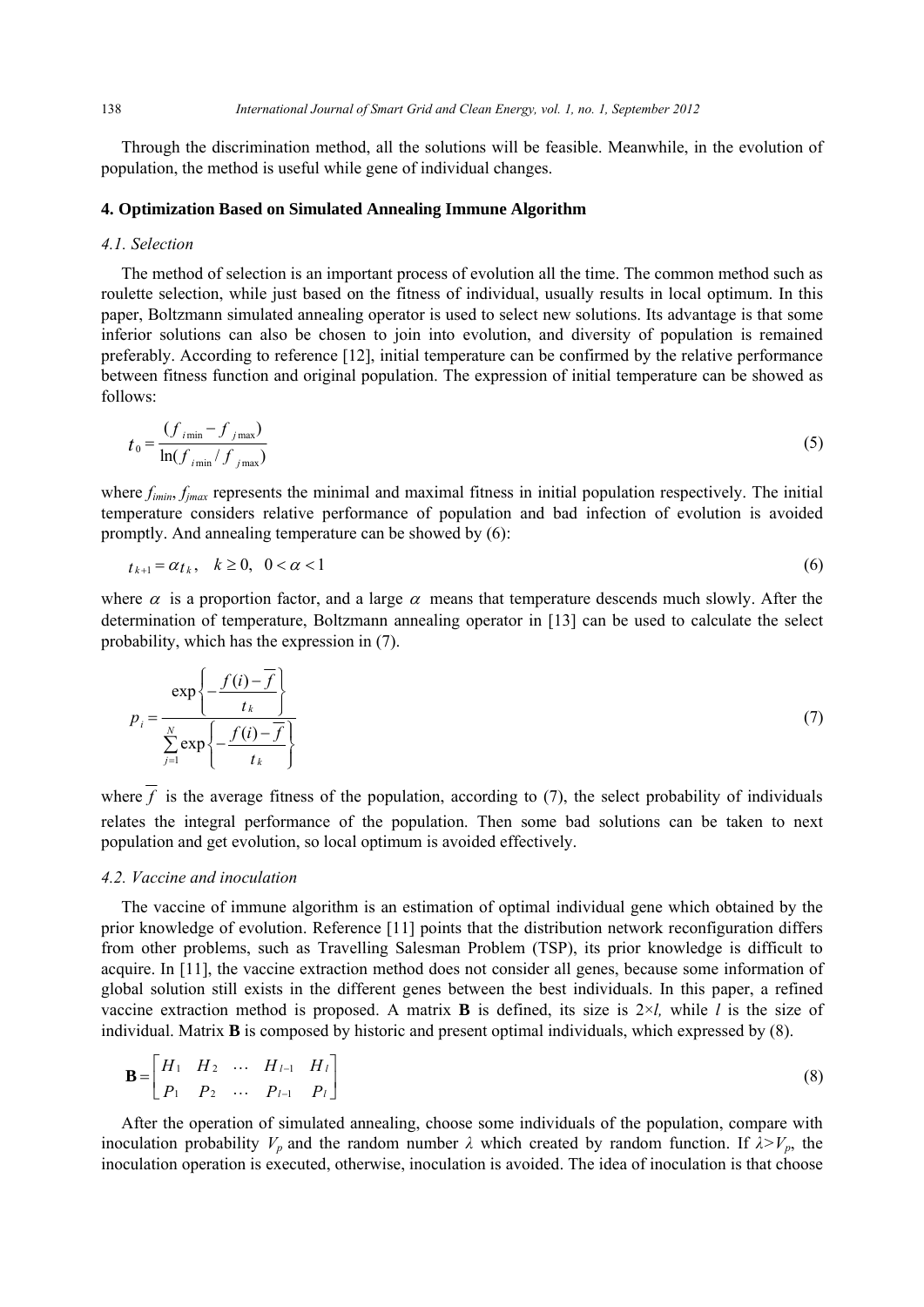Through the discrimination method, all the solutions will be feasible. Meanwhile, in the evolution of population, the method is useful while gene of individual changes.

### 4. Optimization Based on Simulated Annealing Immune Algorithm

#### *4.1. Selection*

The method of selection is an important process of evolution all the time. The common method such as roulette selection, while just based on the fitness of individual, usually results in local optimum. In this paper, Boltzmann simulated annealing operator is used to select new solutions. Its advantage is that some inferior solutions can also be chosen to join into evolution, and diversity of population is remained preferably. According to reference [12], initial temperature can be confirmed by the relative performance between fitness function and original population. The expression of initial temperature can be showed as follows:

$$t_0 = \frac{(f_{i\min} - f_{j\max})}{\ln(f_{i\min} / f_{j\max})} \tag{5}$$

where $f_{imin}$, $f_{jmax}$ represents the minimal and maximal fitness in initial population respectively. The initial temperature considers relative performance of population and bad infection of evolution is avoided promptly. And annealing temperature can be showed by (6):

$$t_{k+1} = \alpha t_k, \quad k \geq 0, \;\; 0 < \alpha < 1 \tag{6}$$

where $\alpha$ is a proportion factor, and a large $\alpha$ means that temperature descends much slowly. After the determination of temperature, Boltzmann annealing operator in [13] can be used to calculate the select probability, which has the expression in (7).

$$p_i = \frac{\exp\left\{-\dfrac{f(i) - \overline{f}}{t_k}\right\}}{\sum_{j=1}^{N} \exp\left\{-\dfrac{f(i) - \overline{f}}{t_k}\right\}} \tag{7}$$

where $\overline{f}$ is the average fitness of the population, according to (7), the select probability of individuals relates the integral performance of the population. Then some bad solutions can be taken to next population and get evolution, so local optimum is avoided effectively.

#### *4.2. Vaccine and inoculation*

The vaccine of immune algorithm is an estimation of optimal individual gene which obtained by the prior knowledge of evolution. Reference [11] points that the distribution network reconfiguration differs from other problems, such as Travelling Salesman Problem (TSP), its prior knowledge is difficult to acquire. In [11], the vaccine extraction method does not consider all genes, because some information of global solution still exists in the different genes between the best individuals. In this paper, a refined vaccine extraction method is proposed. A matrix **B** is defined, its size is $2 \times l$, while $l$ is the size of individual. Matrix **B** is composed by historic and present optimal individuals, which expressed by (8).

$$\mathbf{B} = \begin{bmatrix} H_1 & H_2 & \cdots & H_{l-1} & H_l \\ P_1 & P_2 & \cdots & P_{l-1} & P_l \end{bmatrix} \tag{8}$$

After the operation of simulated annealing, choose some individuals of the population, compare with inoculation probability $V_p$ and the random number $\lambda$ which created by random function. If $\lambda > V_p$, the inoculation operation is executed, otherwise, inoculation is avoided. The idea of inoculation is that choose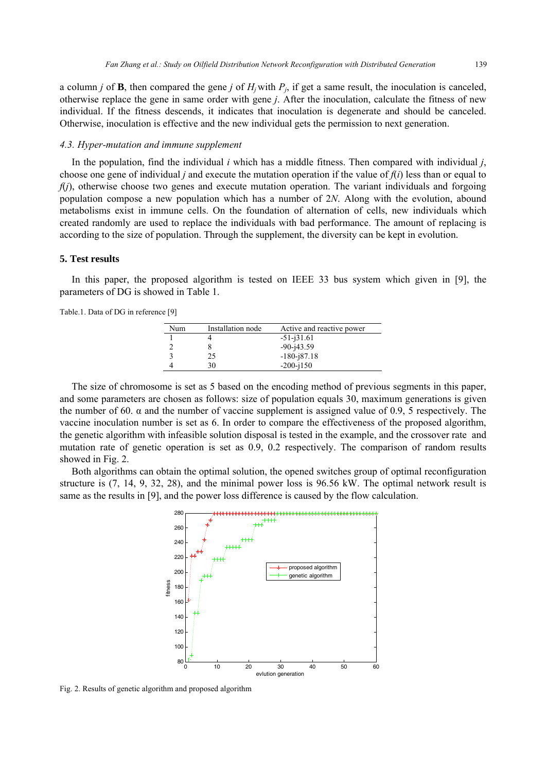a column $j$ of **B**, then compared the gene $j$ of $H_j$ with $P_j$, if get a same result, the inoculation is canceled, otherwise replace the gene in same order with gene $j$. After the inoculation, calculate the fitness of new individual. If the fitness descends, it indicates that inoculation is degenerate and should be canceled. Otherwise, inoculation is effective and the new individual gets the permission to next generation.

### *4.3. Hyper-mutation and immune supplement*

In the population, find the individual $i$ which has a middle fitness. Then compared with individual $j$, choose one gene of individual $j$ and execute the mutation operation if the value of $f(i)$ less than or equal to $f(j)$, otherwise choose two genes and execute mutation operation. The variant individuals and forgoing population compose a new population which has a number of $2N$. Along with the evolution, abound metabolisms exist in immune cells. On the foundation of alternation of cells, new individuals which created randomly are used to replace the individuals with bad performance. The amount of replacing is according to the size of population. Through the supplement, the diversity can be kept in evolution.

## 5. Test results

In this paper, the proposed algorithm is tested on IEEE 33 bus system which given in [9], the parameters of DG is showed in Table 1.

Table.1. Data of DG in reference [9]

| Num | Installation node | Active and reactive power |
|---|---|---|
| 1 | 4 | -51-j31.61 |
| 2 | 8 | -90-j43.59 |
| 3 | 25 | -180-j87.18 |
| 4 | 30 | -200-j150 |

The size of chromosome is set as 5 based on the encoding method of previous segments in this paper, and some parameters are chosen as follows: size of population equals 30, maximum generations is given the number of 60. $\alpha$ and the number of vaccine supplement is assigned value of 0.9, 5 respectively. The vaccine inoculation number is set as 6. In order to compare the effectiveness of the proposed algorithm, the genetic algorithm with infeasible solution disposal is tested in the example, and the crossover rate and mutation rate of genetic operation is set as 0.9, 0.2 respectively. The comparison of random results showed in Fig. 2.

Both algorithms can obtain the optimal solution, the opened switches group of optimal reconfiguration structure is (7, 14, 9, 32, 28), and the minimal power loss is 96.56 kW. The optimal network result is same as the results in [9], and the power loss difference is caused by the flow calculation.

Fig. 2. Results of genetic algorithm and proposed algorithm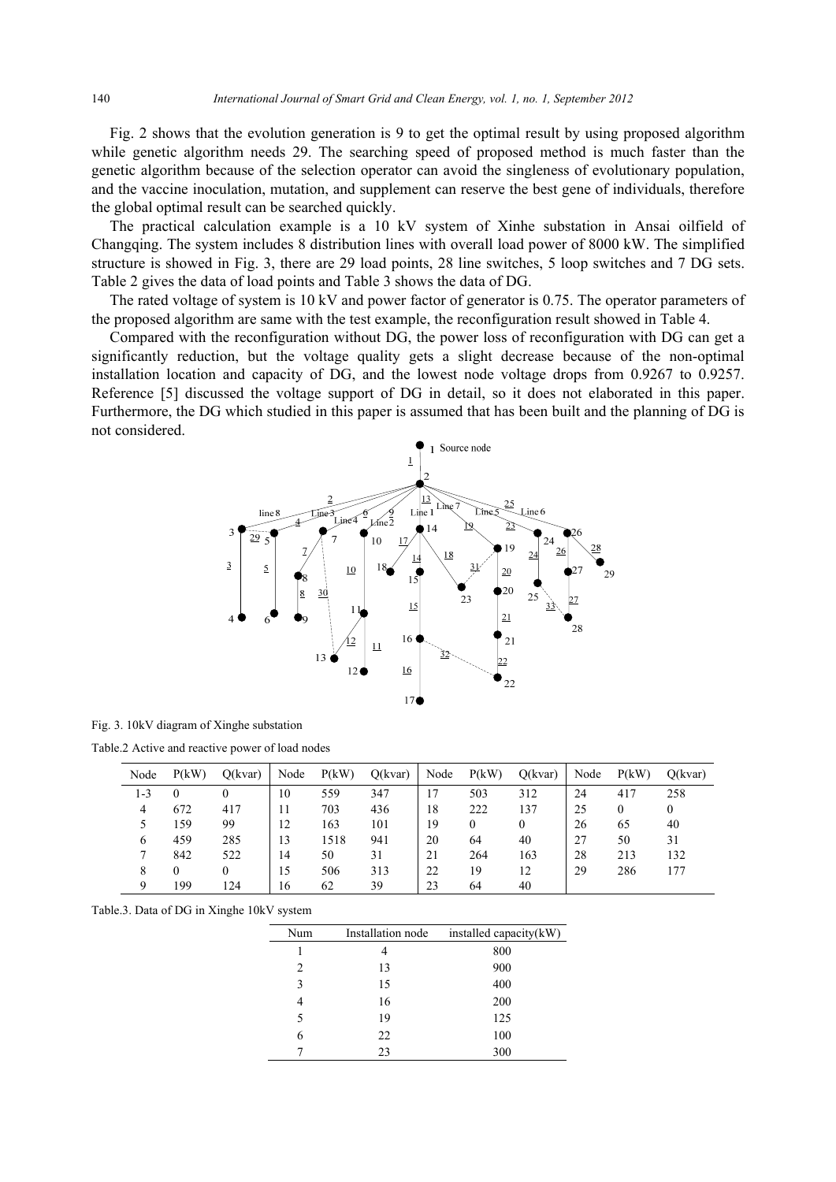Fig. 2 shows that the evolution generation is 9 to get the optimal result by using proposed algorithm while genetic algorithm needs 29. The searching speed of proposed method is much faster than the genetic algorithm because of the selection operator can avoid the singleness of evolutionary population, and the vaccine inoculation, mutation, and supplement can reserve the best gene of individuals, therefore the global optimal result can be searched quickly.

The practical calculation example is a 10 kV system of Xinhe substation in Ansai oilfield of Changqing. The system includes 8 distribution lines with overall load power of 8000 kW. The simplified structure is showed in Fig. 3, there are 29 load points, 28 line switches, 5 loop switches and 7 DG sets. Table 2 gives the data of load points and Table 3 shows the data of DG.

The rated voltage of system is 10 kV and power factor of generator is 0.75. The operator parameters of the proposed algorithm are same with the test example, the reconfiguration result showed in Table 4.

Compared with the reconfiguration without DG, the power loss of reconfiguration with DG can get a significantly reduction, but the voltage quality gets a slight decrease because of the non-optimal installation location and capacity of DG, and the lowest node voltage drops from 0.9267 to 0.9257. Reference [5] discussed the voltage support of DG in detail, so it does not elaborated in this paper. Furthermore, the DG which studied in this paper is assumed that has been built and the planning of DG is not considered.

Fig. 3. 10kV diagram of Xinghe substation

Table.2 Active and reactive power of load nodes

| Node | P(kW) | Q(kvar) | Node | P(kW) | Q(kvar) | Node | P(kW) | Q(kvar) | Node | P(kW) | Q(kvar) |
|---|---|---|---|---|---|---|---|---|---|---|---|
| 1-3 | 0 | 0 | 10 | 559 | 347 | 17 | 503 | 312 | 24 | 417 | 258 |
| 4 | 672 | 417 | 11 | 703 | 436 | 18 | 222 | 137 | 25 | 0 | 0 |
| 5 | 159 | 99 | 12 | 163 | 101 | 19 | 0 | 0 | 26 | 65 | 40 |
| 6 | 459 | 285 | 13 | 1518 | 941 | 20 | 64 | 40 | 27 | 50 | 31 |
| 7 | 842 | 522 | 14 | 50 | 31 | 21 | 264 | 163 | 28 | 213 | 132 |
| 8 | 0 | 0 | 15 | 506 | 313 | 22 | 19 | 12 | 29 | 286 | 177 |
| 9 | 199 | 124 | 16 | 62 | 39 | 23 | 64 | 40 | | | |

Table.3. Data of DG in Xinghe 10kV system

| Num | Installation node | installed capacity(kW) |
|---|---|---|
| 1 | 4 | 800 |
| 2 | 13 | 900 |
| 3 | 15 | 400 |
| 4 | 16 | 200 |
| 5 | 19 | 125 |
| 6 | 22 | 100 |
| 7 | 23 | 300 |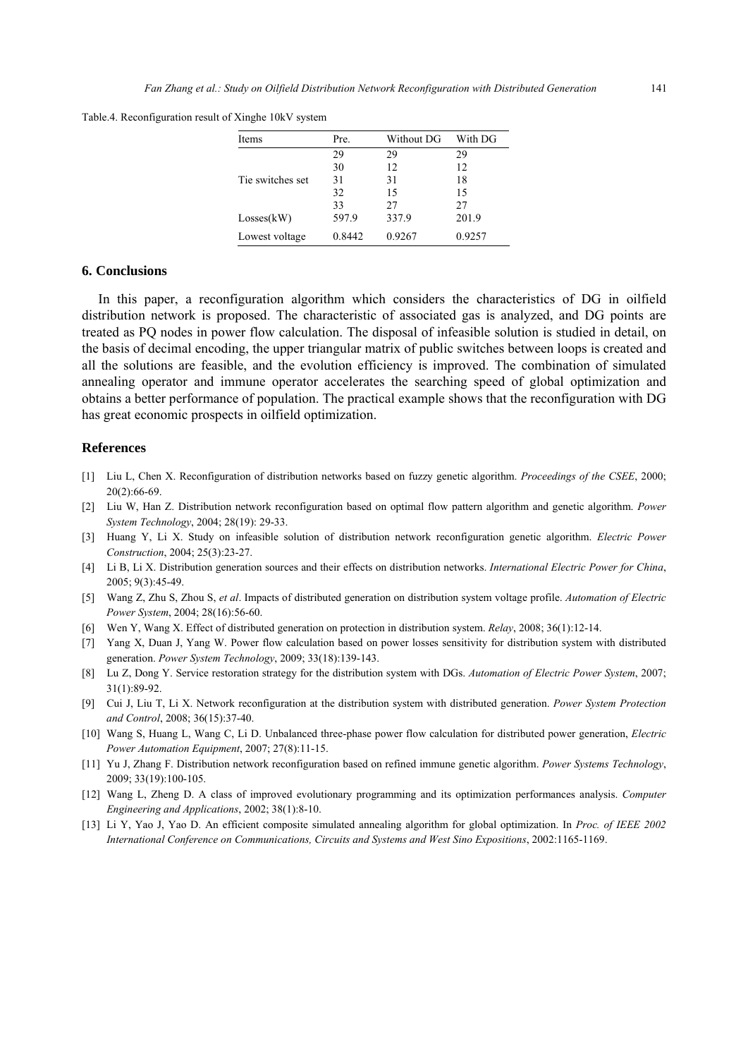Table.4. Reconfiguration result of Xinghe 10kV system

| Items | Pre. | Without DG | With DG |
|---|---|---|---|
| Tie switches set | 29 | 29 | 29 |
| | 30 | 12 | 12 |
| | 31 | 31 | 18 |
| | 32 | 15 | 15 |
| | 33 | 27 | 27 |
| Losses(kW) | 597.9 | 337.9 | 201.9 |
| Lowest voltage | 0.8442 | 0.9267 | 0.9257 |

## 6. Conclusions

In this paper, a reconfiguration algorithm which considers the characteristics of DG in oilfield distribution network is proposed. The characteristic of associated gas is analyzed, and DG points are treated as PQ nodes in power flow calculation. The disposal of infeasible solution is studied in detail, on the basis of decimal encoding, the upper triangular matrix of public switches between loops is created and all the solutions are feasible, and the evolution efficiency is improved. The combination of simulated annealing operator and immune operator accelerates the searching speed of global optimization and obtains a better performance of population. The practical example shows that the reconfiguration with DG has great economic prospects in oilfield optimization.

## References

[1] Liu L, Chen X. Reconfiguration of distribution networks based on fuzzy genetic algorithm. *Proceedings of the CSEE*, 2000; 20(2):66-69.

[2] Liu W, Han Z. Distribution network reconfiguration based on optimal flow pattern algorithm and genetic algorithm. *Power System Technology*, 2004; 28(19): 29-33.

[3] Huang Y, Li X. Study on infeasible solution of distribution network reconfiguration genetic algorithm. *Electric Power Construction*, 2004; 25(3):23-27.

[4] Li B, Li X. Distribution generation sources and their effects on distribution networks. *International Electric Power for China*, 2005; 9(3):45-49.

[5] Wang Z, Zhu S, Zhou S, *et al*. Impacts of distributed generation on distribution system voltage profile. *Automation of Electric Power System*, 2004; 28(16):56-60.

[6] Wen Y, Wang X. Effect of distributed generation on protection in distribution system. *Relay*, 2008; 36(1):12-14.

[7] Yang X, Duan J, Yang W. Power flow calculation based on power losses sensitivity for distribution system with distributed generation. *Power System Technology*, 2009; 33(18):139-143.

[8] Lu Z, Dong Y. Service restoration strategy for the distribution system with DGs. *Automation of Electric Power System*, 2007; 31(1):89-92.

[9] Cui J, Liu T, Li X. Network reconfiguration at the distribution system with distributed generation. *Power System Protection and Control*, 2008; 36(15):37-40.

[10] Wang S, Huang L, Wang C, Li D. Unbalanced three-phase power flow calculation for distributed power generation, *Electric Power Automation Equipment*, 2007; 27(8):11-15.

[11] Yu J, Zhang F. Distribution network reconfiguration based on refined immune genetic algorithm. *Power Systems Technology*, 2009; 33(19):100-105.

[12] Wang L, Zheng D. A class of improved evolutionary programming and its optimization performances analysis. *Computer Engineering and Applications*, 2002; 38(1):8-10.

[13] Li Y, Yao J, Yao D. An efficient composite simulated annealing algorithm for global optimization. In *Proc. of IEEE 2002 International Conference on Communications, Circuits and Systems and West Sino Expositions*, 2002:1165-1169.